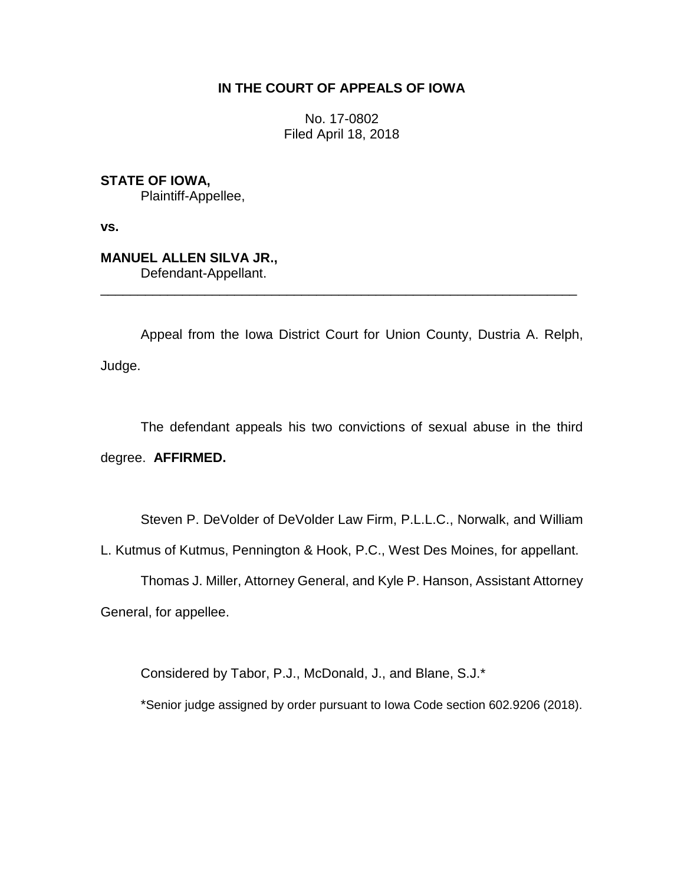# IN THE COURT OF APPEALS OF IOWA

No. 17-0802
Filed April 18, 2018

**STATE OF IOWA,**
Plaintiff-Appellee,

**vs.**

**MANUEL ALLEN SILVA JR.,**
Defendant-Appellant.

---

Appeal from the Iowa District Court for Union County, Dustria A. Relph, Judge.

The defendant appeals his two convictions of sexual abuse in the third degree. **AFFIRMED.**

Steven P. DeVolder of DeVolder Law Firm, P.L.L.C., Norwalk, and William L. Kutmus of Kutmus, Pennington & Hook, P.C., West Des Moines, for appellant.

Thomas J. Miller, Attorney General, and Kyle P. Hanson, Assistant Attorney General, for appellee.

Considered by Tabor, P.J., McDonald, J., and Blane, S.J.*

*Senior judge assigned by order pursuant to Iowa Code section 602.9206 (2018).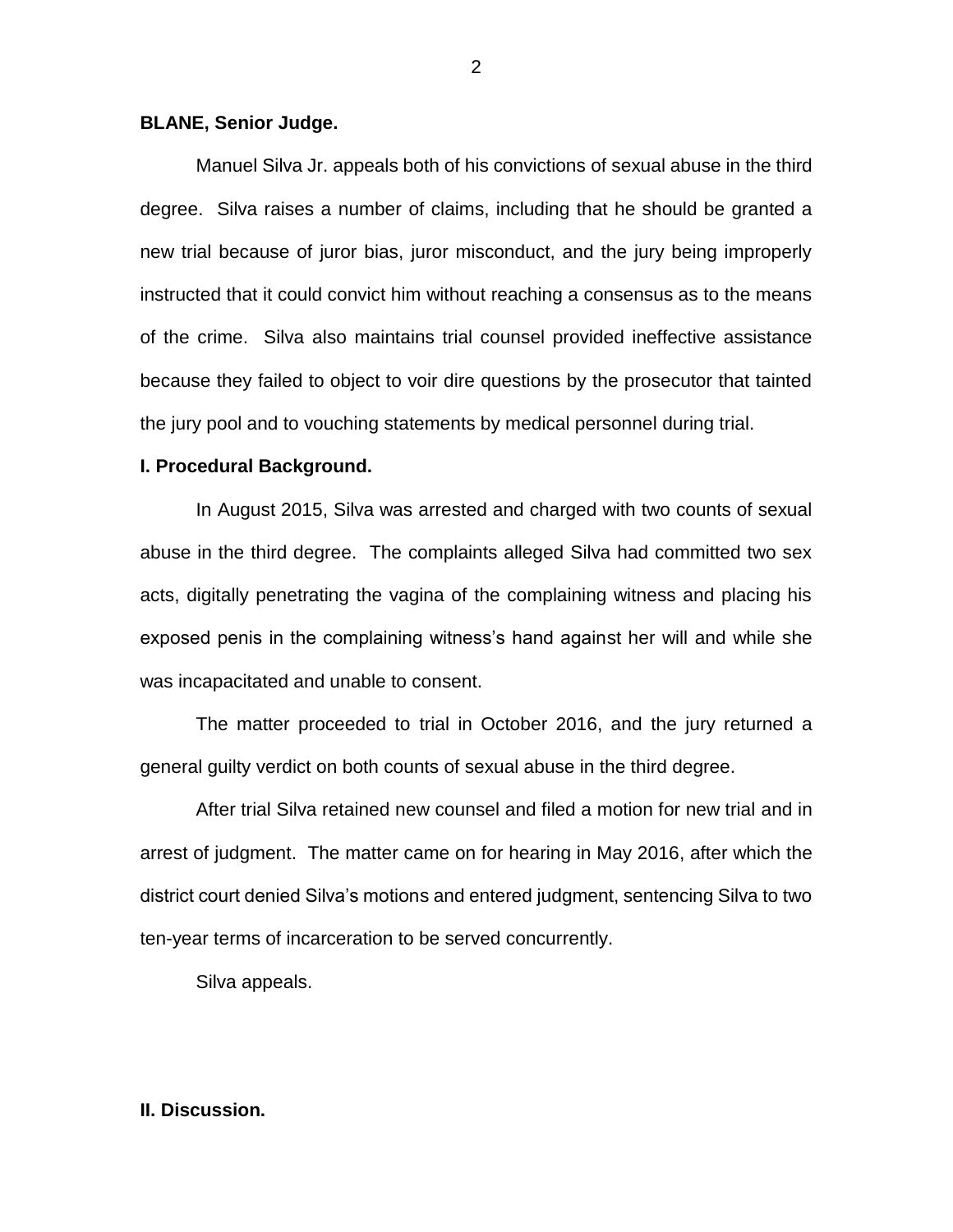**BLANE, Senior Judge.**

Manuel Silva Jr. appeals both of his convictions of sexual abuse in the third degree. Silva raises a number of claims, including that he should be granted a new trial because of juror bias, juror misconduct, and the jury being improperly instructed that it could convict him without reaching a consensus as to the means of the crime. Silva also maintains trial counsel provided ineffective assistance because they failed to object to voir dire questions by the prosecutor that tainted the jury pool and to vouching statements by medical personnel during trial.

**I. Procedural Background.**

In August 2015, Silva was arrested and charged with two counts of sexual abuse in the third degree. The complaints alleged Silva had committed two sex acts, digitally penetrating the vagina of the complaining witness and placing his exposed penis in the complaining witness's hand against her will and while she was incapacitated and unable to consent.

The matter proceeded to trial in October 2016, and the jury returned a general guilty verdict on both counts of sexual abuse in the third degree.

After trial Silva retained new counsel and filed a motion for new trial and in arrest of judgment. The matter came on for hearing in May 2016, after which the district court denied Silva's motions and entered judgment, sentencing Silva to two ten-year terms of incarceration to be served concurrently.

Silva appeals.

**II. Discussion.**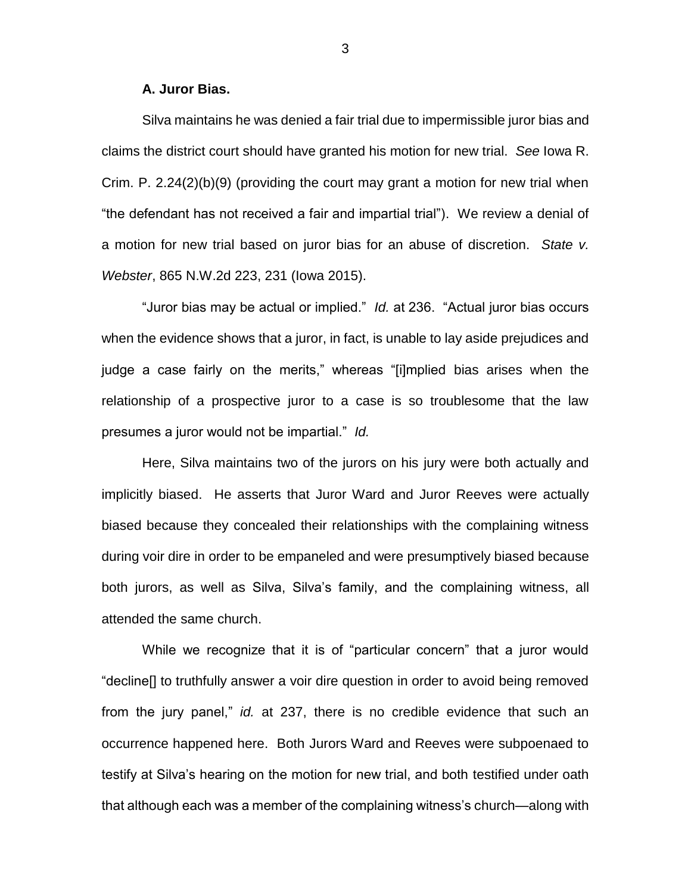**A. Juror Bias.**

Silva maintains he was denied a fair trial due to impermissible juror bias and claims the district court should have granted his motion for new trial. *See* Iowa R. Crim. P. 2.24(2)(b)(9) (providing the court may grant a motion for new trial when "the defendant has not received a fair and impartial trial"). We review a denial of a motion for new trial based on juror bias for an abuse of discretion. *State v. Webster*, 865 N.W.2d 223, 231 (Iowa 2015).

"Juror bias may be actual or implied." *Id.* at 236. "Actual juror bias occurs when the evidence shows that a juror, in fact, is unable to lay aside prejudices and judge a case fairly on the merits," whereas "[i]mplied bias arises when the relationship of a prospective juror to a case is so troublesome that the law presumes a juror would not be impartial." *Id.*

Here, Silva maintains two of the jurors on his jury were both actually and implicitly biased. He asserts that Juror Ward and Juror Reeves were actually biased because they concealed their relationships with the complaining witness during voir dire in order to be empaneled and were presumptively biased because both jurors, as well as Silva, Silva's family, and the complaining witness, all attended the same church.

While we recognize that it is of "particular concern" that a juror would "decline[] to truthfully answer a voir dire question in order to avoid being removed from the jury panel," *id.* at 237, there is no credible evidence that such an occurrence happened here. Both Jurors Ward and Reeves were subpoenaed to testify at Silva's hearing on the motion for new trial, and both testified under oath that although each was a member of the complaining witness's church—along with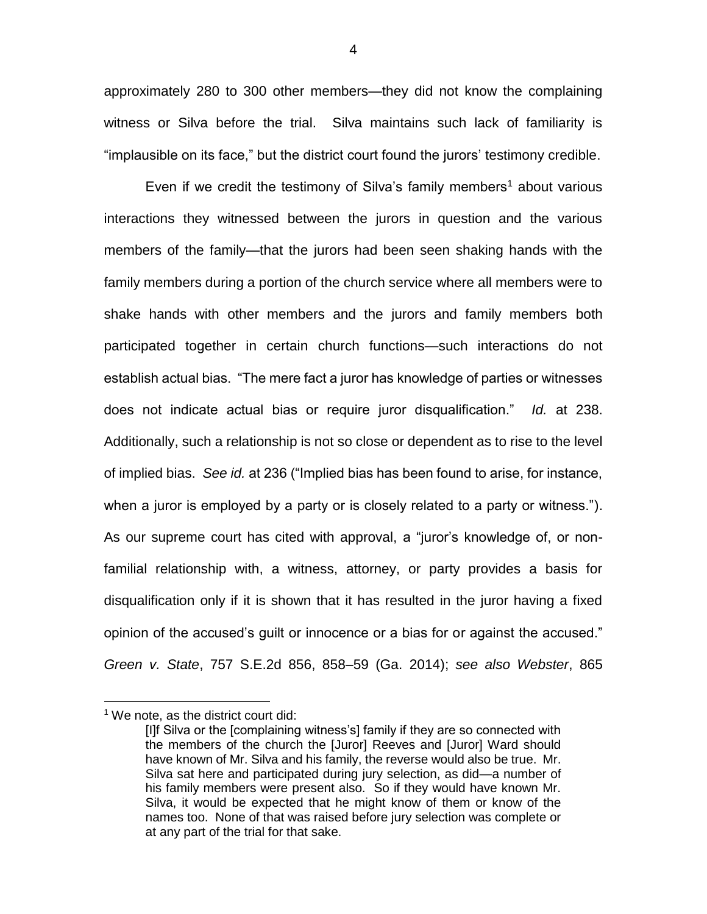approximately 280 to 300 other members—they did not know the complaining witness or Silva before the trial. Silva maintains such lack of familiarity is "implausible on its face," but the district court found the jurors' testimony credible.

Even if we credit the testimony of Silva's family members[1] about various interactions they witnessed between the jurors in question and the various members of the family—that the jurors had been seen shaking hands with the family members during a portion of the church service where all members were to shake hands with other members and the jurors and family members both participated together in certain church functions—such interactions do not establish actual bias. "The mere fact a juror has knowledge of parties or witnesses does not indicate actual bias or require juror disqualification." *Id.* at 238. Additionally, such a relationship is not so close or dependent as to rise to the level of implied bias. *See id.* at 236 ("Implied bias has been found to arise, for instance, when a juror is employed by a party or is closely related to a party or witness."). As our supreme court has cited with approval, a "juror's knowledge of, or non-familial relationship with, a witness, attorney, or party provides a basis for disqualification only if it is shown that it has resulted in the juror having a fixed opinion of the accused's guilt or innocence or a bias for or against the accused." *Green v. State*, 757 S.E.2d 856, 858–59 (Ga. 2014); *see also Webster*, 865

---

[1] We note, as the district court did:

> [I]f Silva or the [complaining witness's] family if they are so connected with the members of the church the [Juror] Reeves and [Juror] Ward should have known of Mr. Silva and his family, the reverse would also be true. Mr. Silva sat here and participated during jury selection, as did—a number of his family members were present also. So if they would have known Mr. Silva, it would be expected that he might know of them or know of the names too. None of that was raised before jury selection was complete or at any part of the trial for that sake.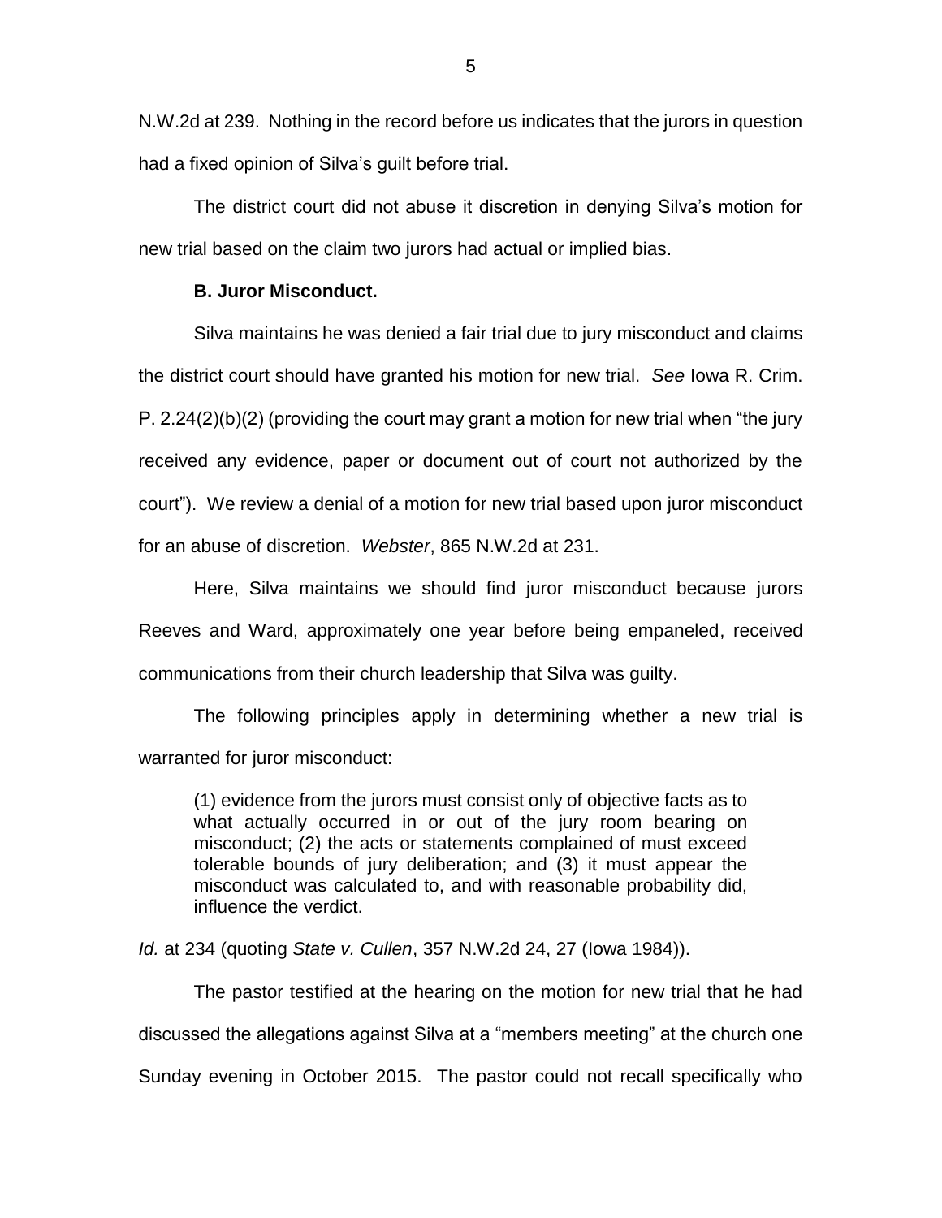N.W.2d at 239. Nothing in the record before us indicates that the jurors in question had a fixed opinion of Silva's guilt before trial.

The district court did not abuse it discretion in denying Silva's motion for new trial based on the claim two jurors had actual or implied bias.

**B. Juror Misconduct.**

Silva maintains he was denied a fair trial due to jury misconduct and claims the district court should have granted his motion for new trial. *See* Iowa R. Crim. P. 2.24(2)(b)(2) (providing the court may grant a motion for new trial when "the jury received any evidence, paper or document out of court not authorized by the court"). We review a denial of a motion for new trial based upon juror misconduct for an abuse of discretion. *Webster*, 865 N.W.2d at 231.

Here, Silva maintains we should find juror misconduct because jurors Reeves and Ward, approximately one year before being empaneled, received communications from their church leadership that Silva was guilty.

The following principles apply in determining whether a new trial is warranted for juror misconduct:

> (1) evidence from the jurors must consist only of objective facts as to what actually occurred in or out of the jury room bearing on misconduct; (2) the acts or statements complained of must exceed tolerable bounds of jury deliberation; and (3) it must appear the misconduct was calculated to, and with reasonable probability did, influence the verdict.

*Id.* at 234 (quoting *State v. Cullen*, 357 N.W.2d 24, 27 (Iowa 1984)).

The pastor testified at the hearing on the motion for new trial that he had discussed the allegations against Silva at a "members meeting" at the church one Sunday evening in October 2015. The pastor could not recall specifically who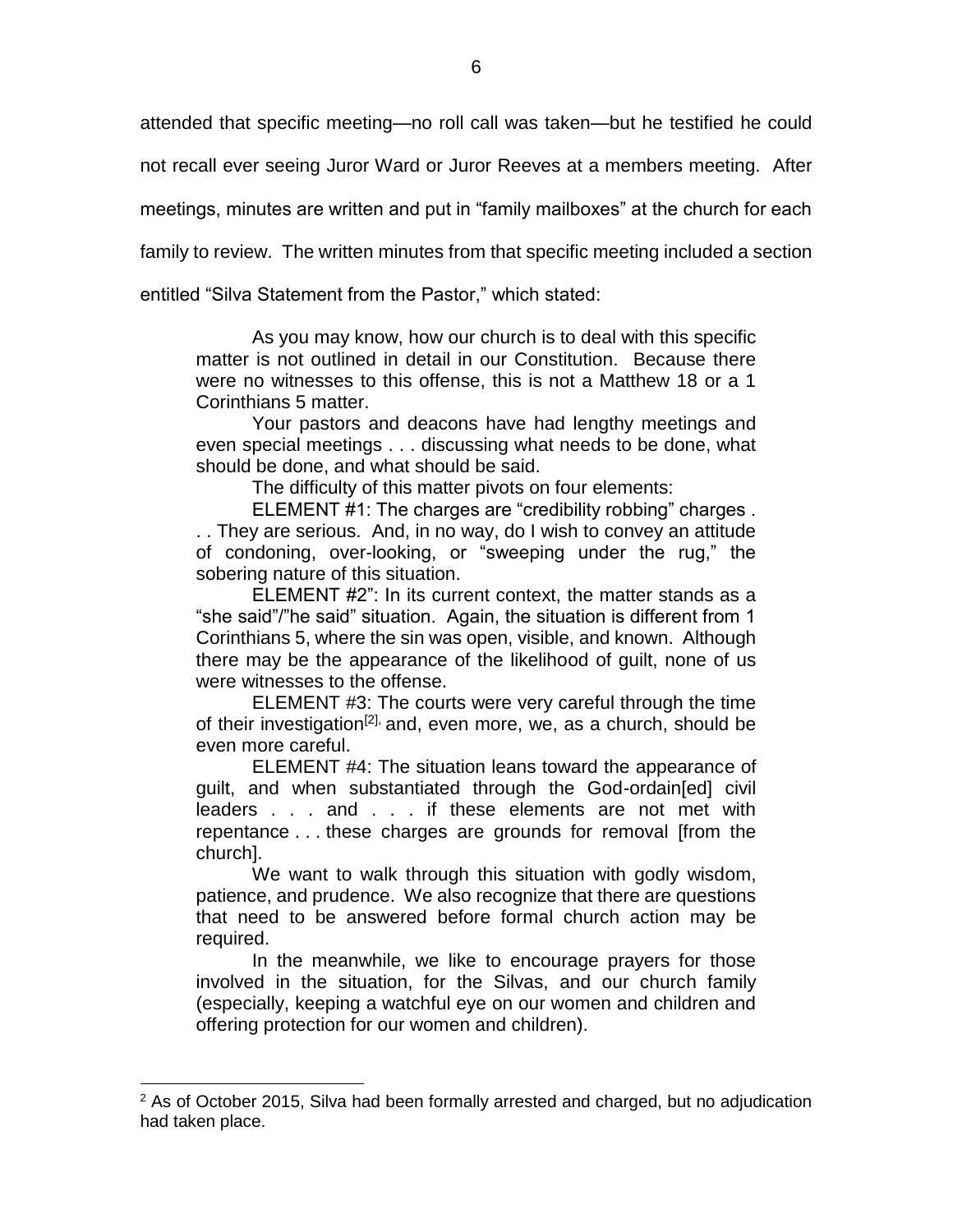attended that specific meeting—no roll call was taken—but he testified he could not recall ever seeing Juror Ward or Juror Reeves at a members meeting. After meetings, minutes are written and put in "family mailboxes" at the church for each family to review. The written minutes from that specific meeting included a section entitled "Silva Statement from the Pastor," which stated:

> As you may know, how our church is to deal with this specific matter is not outlined in detail in our Constitution. Because there were no witnesses to this offense, this is not a Matthew 18 or a 1 Corinthians 5 matter.
>
> Your pastors and deacons have had lengthy meetings and even special meetings . . . discussing what needs to be done, what should be done, and what should be said.
>
> The difficulty of this matter pivots on four elements:
>
> ELEMENT #1: The charges are "credibility robbing" charges . . . They are serious. And, in no way, do I wish to convey an attitude of condoning, over-looking, or "sweeping under the rug," the sobering nature of this situation.
>
> ELEMENT #2": In its current context, the matter stands as a "she said"/"he said" situation. Again, the situation is different from 1 Corinthians 5, where the sin was open, visible, and known. Although there may be the appearance of the likelihood of guilt, none of us were witnesses to the offense.
>
> ELEMENT #3: The courts were very careful through the time of their investigation[2], and, even more, we, as a church, should be even more careful.
>
> ELEMENT #4: The situation leans toward the appearance of guilt, and when substantiated through the God-ordain[ed] civil leaders . . . and . . . if these elements are not met with repentance . . . these charges are grounds for removal [from the church].
>
> We want to walk through this situation with godly wisdom, patience, and prudence. We also recognize that there are questions that need to be answered before formal church action may be required.
>
> In the meanwhile, we like to encourage prayers for those involved in the situation, for the Silvas, and our church family (especially, keeping a watchful eye on our women and children and offering protection for our women and children).

[2] As of October 2015, Silva had been formally arrested and charged, but no adjudication had taken place.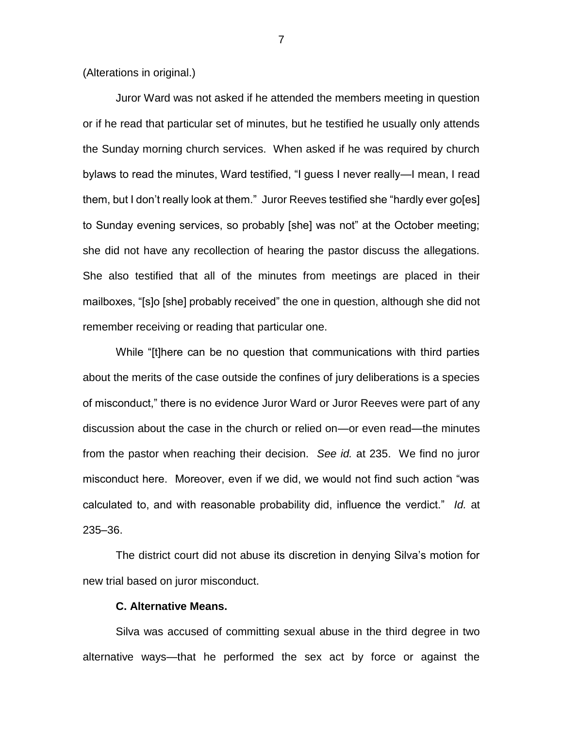(Alterations in original.)

Juror Ward was not asked if he attended the members meeting in question or if he read that particular set of minutes, but he testified he usually only attends the Sunday morning church services. When asked if he was required by church bylaws to read the minutes, Ward testified, "I guess I never really—I mean, I read them, but I don't really look at them." Juror Reeves testified she "hardly ever go[es] to Sunday evening services, so probably [she] was not" at the October meeting; she did not have any recollection of hearing the pastor discuss the allegations. She also testified that all of the minutes from meetings are placed in their mailboxes, "[s]o [she] probably received" the one in question, although she did not remember receiving or reading that particular one.

While "[t]here can be no question that communications with third parties about the merits of the case outside the confines of jury deliberations is a species of misconduct," there is no evidence Juror Ward or Juror Reeves were part of any discussion about the case in the church or relied on—or even read—the minutes from the pastor when reaching their decision. *See id.* at 235. We find no juror misconduct here. Moreover, even if we did, we would not find such action "was calculated to, and with reasonable probability did, influence the verdict." *Id.* at 235–36.

The district court did not abuse its discretion in denying Silva's motion for new trial based on juror misconduct.

**C. Alternative Means.**

Silva was accused of committing sexual abuse in the third degree in two alternative ways—that he performed the sex act by force or against the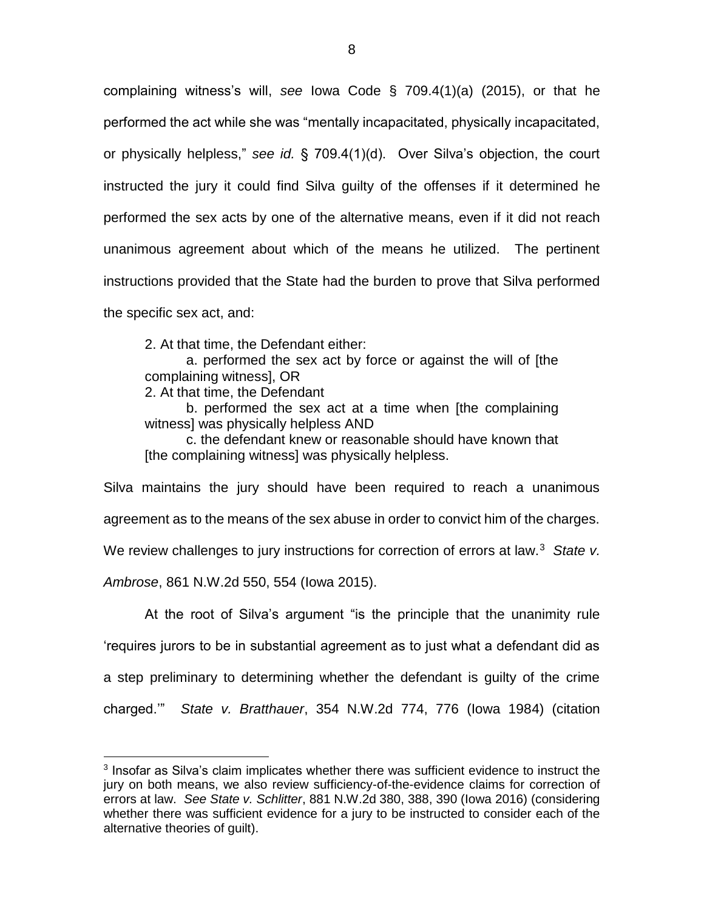complaining witness's will, *see* Iowa Code § 709.4(1)(a) (2015), or that he performed the act while she was "mentally incapacitated, physically incapacitated, or physically helpless," *see id.* § 709.4(1)(d). Over Silva's objection, the court instructed the jury it could find Silva guilty of the offenses if it determined he performed the sex acts by one of the alternative means, even if it did not reach unanimous agreement about which of the means he utilized. The pertinent instructions provided that the State had the burden to prove that Silva performed the specific sex act, and:

> 2. At that time, the Defendant either:
>
> a. performed the sex act by force or against the will of [the complaining witness], OR
>
> 2. At that time, the Defendant
>
> b. performed the sex act at a time when [the complaining witness] was physically helpless AND
>
> c. the defendant knew or reasonable should have known that [the complaining witness] was physically helpless.

Silva maintains the jury should have been required to reach a unanimous agreement as to the means of the sex abuse in order to convict him of the charges. We review challenges to jury instructions for correction of errors at law.[3] *State v. Ambrose*, 861 N.W.2d 550, 554 (Iowa 2015).

At the root of Silva's argument "is the principle that the unanimity rule 'requires jurors to be in substantial agreement as to just what a defendant did as a step preliminary to determining whether the defendant is guilty of the crime charged.'" *State v. Bratthauer*, 354 N.W.2d 774, 776 (Iowa 1984) (citation

---

[3] Insofar as Silva's claim implicates whether there was sufficient evidence to instruct the jury on both means, we also review sufficiency-of-the-evidence claims for correction of errors at law. *See State v. Schlitter*, 881 N.W.2d 380, 388, 390 (Iowa 2016) (considering whether there was sufficient evidence for a jury to be instructed to consider each of the alternative theories of guilt).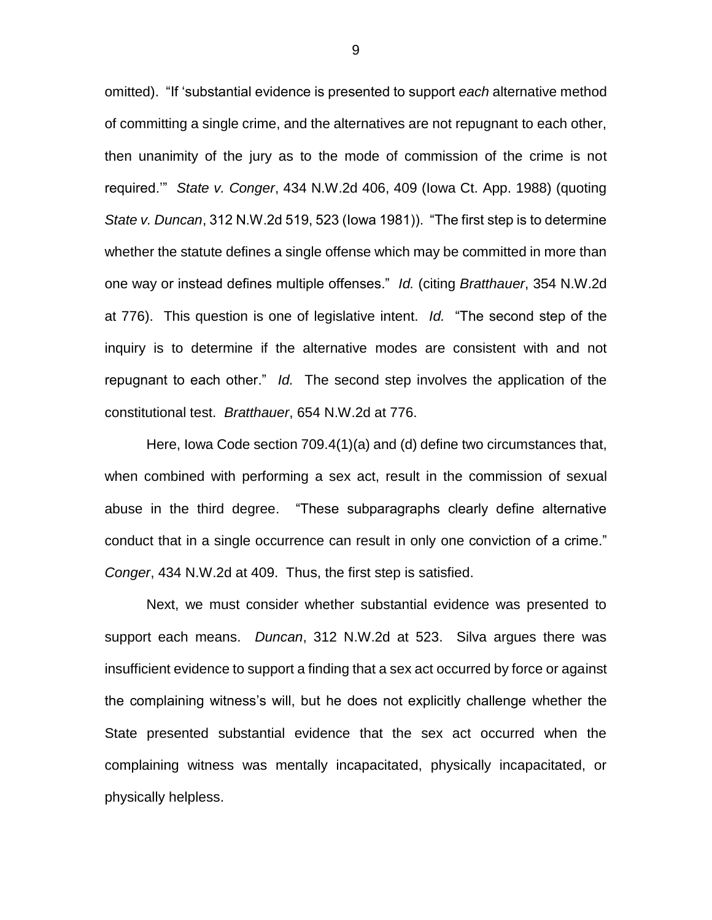omitted). "If 'substantial evidence is presented to support *each* alternative method of committing a single crime, and the alternatives are not repugnant to each other, then unanimity of the jury as to the mode of commission of the crime is not required.'" *State v. Conger*, 434 N.W.2d 406, 409 (Iowa Ct. App. 1988) (quoting *State v. Duncan*, 312 N.W.2d 519, 523 (Iowa 1981)). "The first step is to determine whether the statute defines a single offense which may be committed in more than one way or instead defines multiple offenses." *Id.* (citing *Bratthauer*, 354 N.W.2d at 776). This question is one of legislative intent. *Id.* "The second step of the inquiry is to determine if the alternative modes are consistent with and not repugnant to each other." *Id.* The second step involves the application of the constitutional test. *Bratthauer*, 654 N.W.2d at 776.

Here, Iowa Code section 709.4(1)(a) and (d) define two circumstances that, when combined with performing a sex act, result in the commission of sexual abuse in the third degree. "These subparagraphs clearly define alternative conduct that in a single occurrence can result in only one conviction of a crime." *Conger*, 434 N.W.2d at 409. Thus, the first step is satisfied.

Next, we must consider whether substantial evidence was presented to support each means. *Duncan*, 312 N.W.2d at 523. Silva argues there was insufficient evidence to support a finding that a sex act occurred by force or against the complaining witness's will, but he does not explicitly challenge whether the State presented substantial evidence that the sex act occurred when the complaining witness was mentally incapacitated, physically incapacitated, or physically helpless.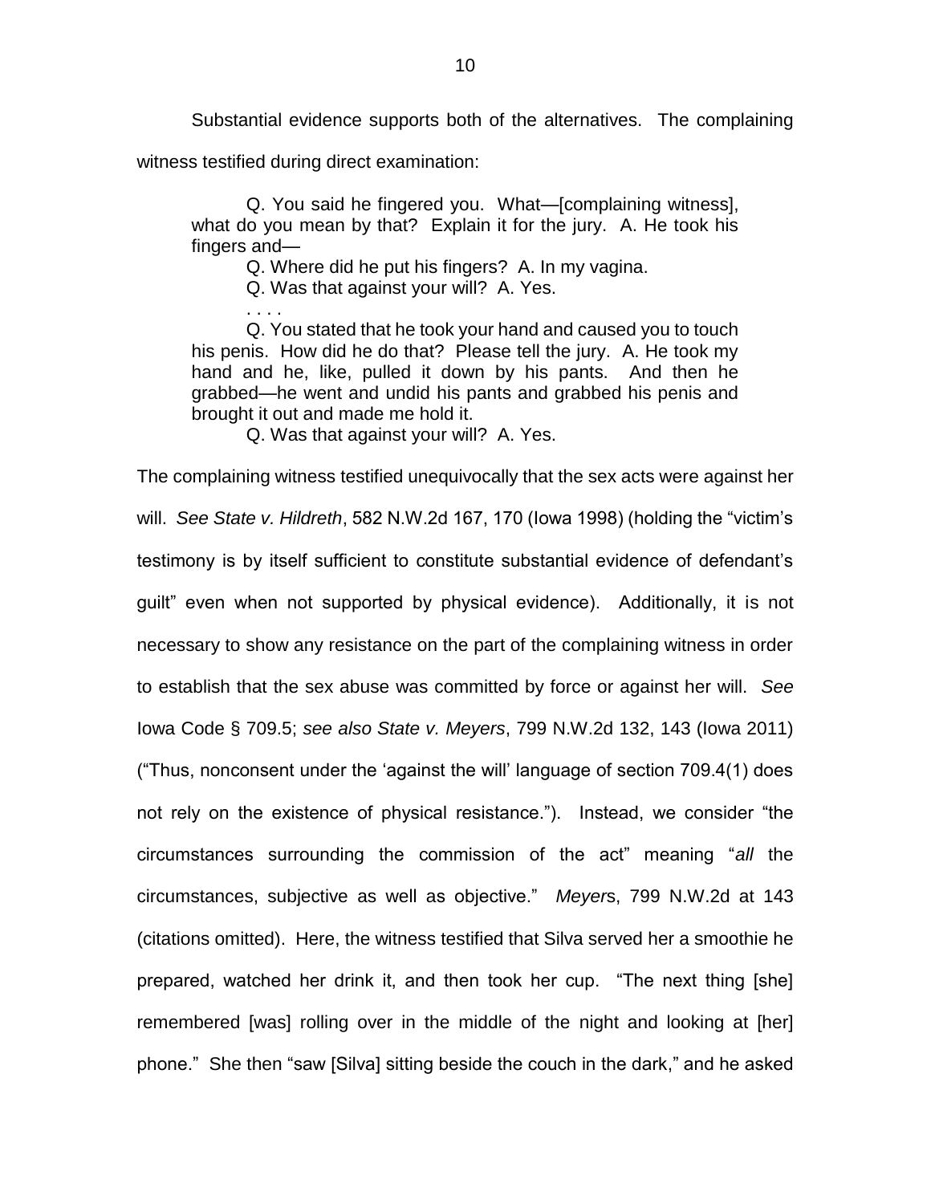Substantial evidence supports both of the alternatives. The complaining witness testified during direct examination:

> Q. You said he fingered you. What—[complaining witness], what do you mean by that? Explain it for the jury. A. He took his fingers and—
>
> Q. Where did he put his fingers? A. In my vagina.
>
> Q. Was that against your will? A. Yes.
>
> . . . .
>
> Q. You stated that he took your hand and caused you to touch his penis. How did he do that? Please tell the jury. A. He took my hand and he, like, pulled it down by his pants. And then he grabbed—he went and undid his pants and grabbed his penis and brought it out and made me hold it.
>
> Q. Was that against your will? A. Yes.

The complaining witness testified unequivocally that the sex acts were against her will. *See State v. Hildreth*, 582 N.W.2d 167, 170 (Iowa 1998) (holding the "victim's testimony is by itself sufficient to constitute substantial evidence of defendant's guilt" even when not supported by physical evidence). Additionally, it is not necessary to show any resistance on the part of the complaining witness in order to establish that the sex abuse was committed by force or against her will. *See* Iowa Code § 709.5; *see also State v. Meyers*, 799 N.W.2d 132, 143 (Iowa 2011) ("Thus, nonconsent under the 'against the will' language of section 709.4(1) does not rely on the existence of physical resistance."). Instead, we consider "the circumstances surrounding the commission of the act" meaning "*all* the circumstances, subjective as well as objective." *Meyers*, 799 N.W.2d at 143 (citations omitted). Here, the witness testified that Silva served her a smoothie he prepared, watched her drink it, and then took her cup. "The next thing [she] remembered [was] rolling over in the middle of the night and looking at [her] phone." She then "saw [Silva] sitting beside the couch in the dark," and he asked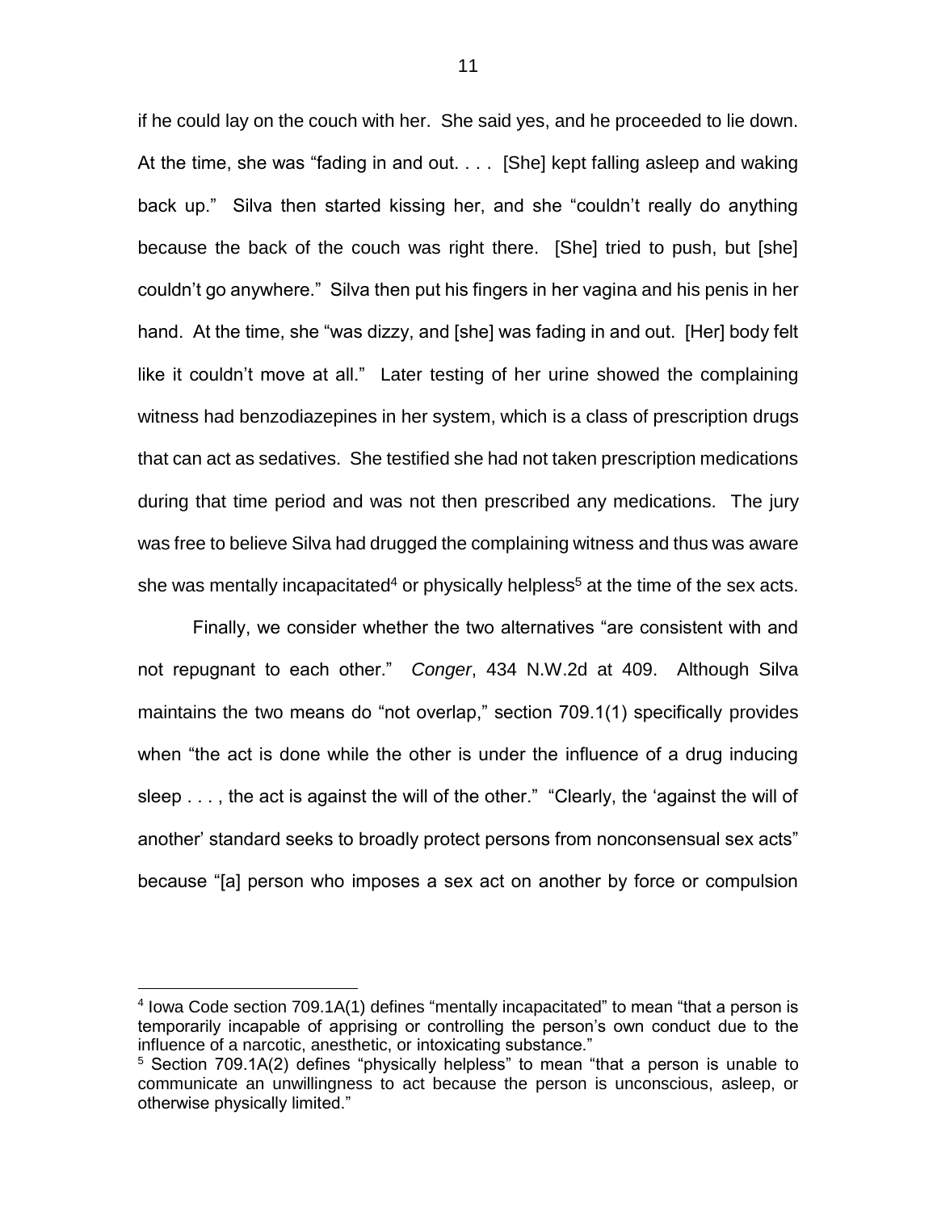if he could lay on the couch with her. She said yes, and he proceeded to lie down. At the time, she was "fading in and out. . . . [She] kept falling asleep and waking back up." Silva then started kissing her, and she "couldn't really do anything because the back of the couch was right there. [She] tried to push, but [she] couldn't go anywhere." Silva then put his fingers in her vagina and his penis in her hand. At the time, she "was dizzy, and [she] was fading in and out. [Her] body felt like it couldn't move at all." Later testing of her urine showed the complaining witness had benzodiazepines in her system, which is a class of prescription drugs that can act as sedatives. She testified she had not taken prescription medications during that time period and was not then prescribed any medications. The jury was free to believe Silva had drugged the complaining witness and thus was aware she was mentally incapacitated[4] or physically helpless[5] at the time of the sex acts.

Finally, we consider whether the two alternatives "are consistent with and not repugnant to each other." *Conger*, 434 N.W.2d at 409. Although Silva maintains the two means do "not overlap," section 709.1(1) specifically provides when "the act is done while the other is under the influence of a drug inducing sleep . . . , the act is against the will of the other." "Clearly, the 'against the will of another' standard seeks to broadly protect persons from nonconsensual sex acts" because "[a] person who imposes a sex act on another by force or compulsion

---

[4] Iowa Code section 709.1A(1) defines "mentally incapacitated" to mean "that a person is temporarily incapable of apprising or controlling the person's own conduct due to the influence of a narcotic, anesthetic, or intoxicating substance."

[5] Section 709.1A(2) defines "physically helpless" to mean "that a person is unable to communicate an unwillingness to act because the person is unconscious, asleep, or otherwise physically limited."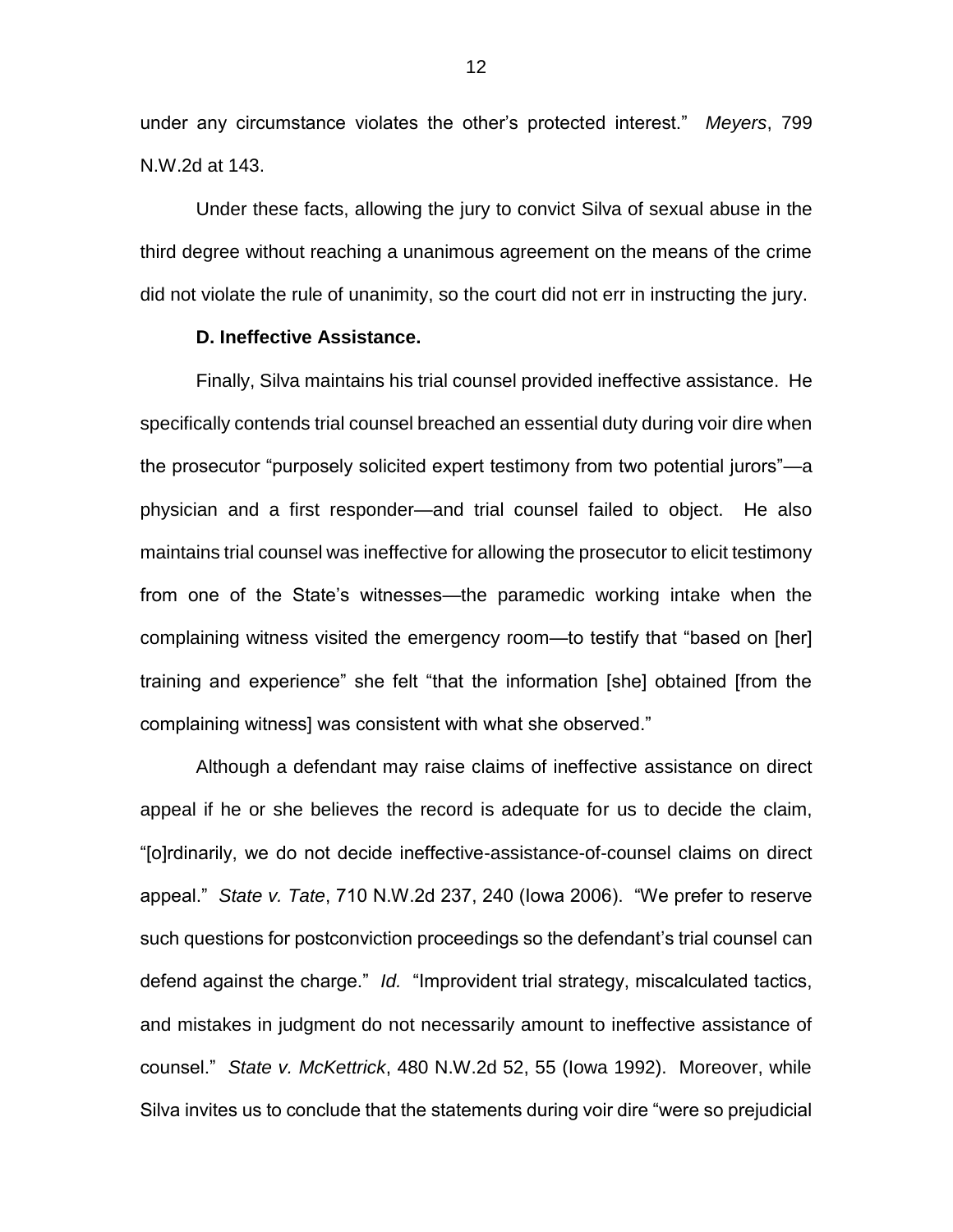under any circumstance violates the other's protected interest." *Meyers*, 799 N.W.2d at 143.

Under these facts, allowing the jury to convict Silva of sexual abuse in the third degree without reaching a unanimous agreement on the means of the crime did not violate the rule of unanimity, so the court did not err in instructing the jury.

**D. Ineffective Assistance.**

Finally, Silva maintains his trial counsel provided ineffective assistance. He specifically contends trial counsel breached an essential duty during voir dire when the prosecutor "purposely solicited expert testimony from two potential jurors"—a physician and a first responder—and trial counsel failed to object. He also maintains trial counsel was ineffective for allowing the prosecutor to elicit testimony from one of the State's witnesses—the paramedic working intake when the complaining witness visited the emergency room—to testify that "based on [her] training and experience" she felt "that the information [she] obtained [from the complaining witness] was consistent with what she observed."

Although a defendant may raise claims of ineffective assistance on direct appeal if he or she believes the record is adequate for us to decide the claim, "[o]rdinarily, we do not decide ineffective-assistance-of-counsel claims on direct appeal." *State v. Tate*, 710 N.W.2d 237, 240 (Iowa 2006). "We prefer to reserve such questions for postconviction proceedings so the defendant's trial counsel can defend against the charge." *Id.* "Improvident trial strategy, miscalculated tactics, and mistakes in judgment do not necessarily amount to ineffective assistance of counsel." *State v. McKettrick*, 480 N.W.2d 52, 55 (Iowa 1992). Moreover, while Silva invites us to conclude that the statements during voir dire "were so prejudicial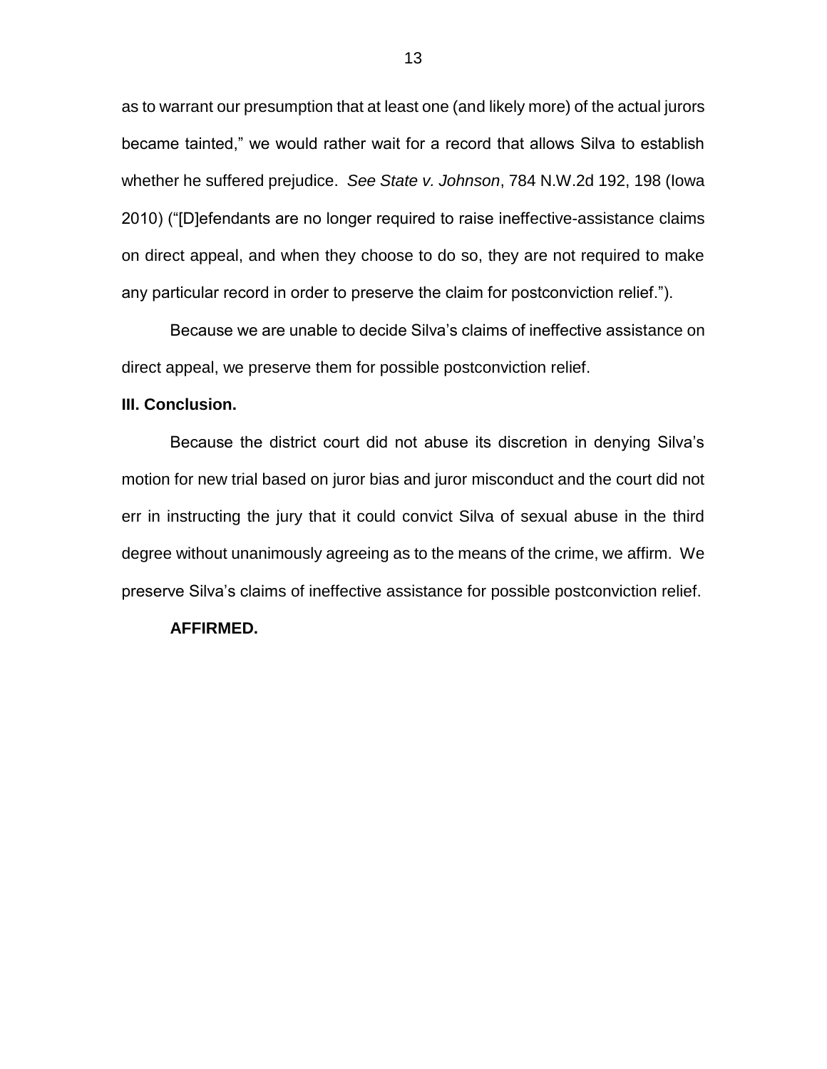as to warrant our presumption that at least one (and likely more) of the actual jurors became tainted," we would rather wait for a record that allows Silva to establish whether he suffered prejudice. *See State v. Johnson*, 784 N.W.2d 192, 198 (Iowa 2010) ("[D]efendants are no longer required to raise ineffective-assistance claims on direct appeal, and when they choose to do so, they are not required to make any particular record in order to preserve the claim for postconviction relief.").

Because we are unable to decide Silva's claims of ineffective assistance on direct appeal, we preserve them for possible postconviction relief.

**III. Conclusion.**

Because the district court did not abuse its discretion in denying Silva's motion for new trial based on juror bias and juror misconduct and the court did not err in instructing the jury that it could convict Silva of sexual abuse in the third degree without unanimously agreeing as to the means of the crime, we affirm. We preserve Silva's claims of ineffective assistance for possible postconviction relief.

**AFFIRMED.**